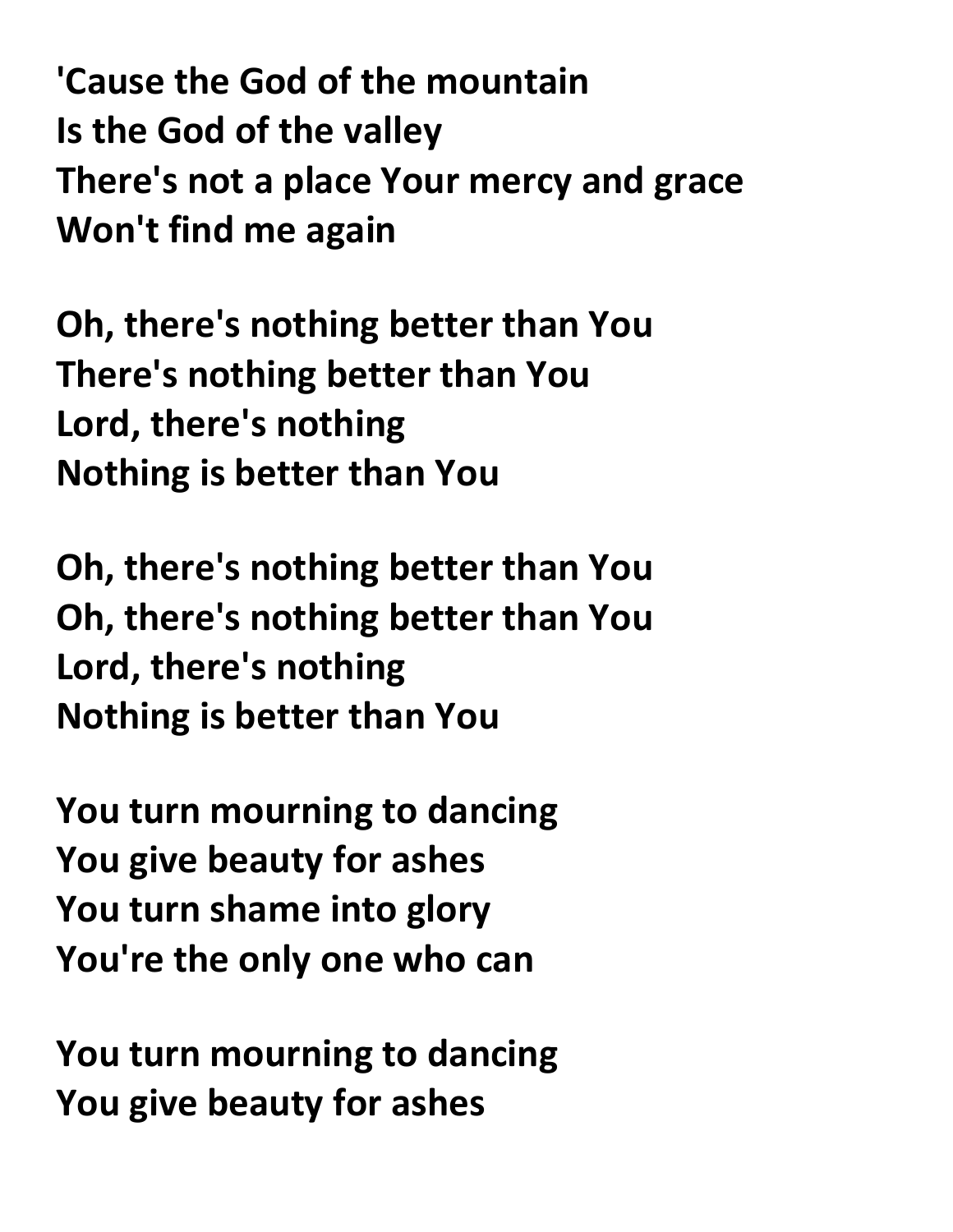**'Cause the God of the mountain**
**Is the God of the valley**
**There's not a place Your mercy and grace**
**Won't find me again**

**Oh, there's nothing better than You**
**There's nothing better than You**
**Lord, there's nothing**
**Nothing is better than You**

**Oh, there's nothing better than You**
**Oh, there's nothing better than You**
**Lord, there's nothing**
**Nothing is better than You**

**You turn mourning to dancing**
**You give beauty for ashes**
**You turn shame into glory**
**You're the only one who can**

**You turn mourning to dancing**
**You give beauty for ashes**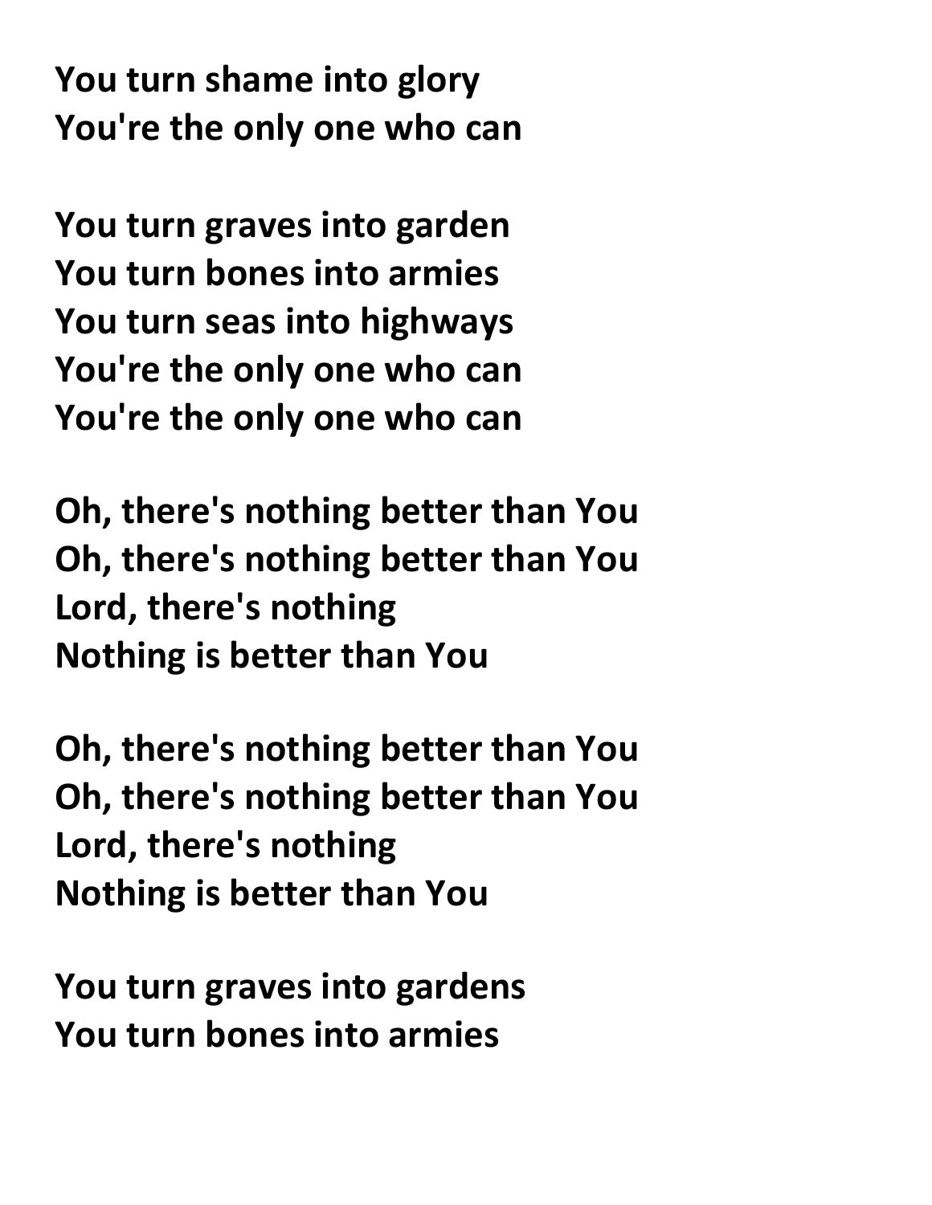**You turn shame into glory**
**You're the only one who can**

**You turn graves into garden**
**You turn bones into armies**
**You turn seas into highways**
**You're the only one who can**
**You're the only one who can**

**Oh, there's nothing better than You**
**Oh, there's nothing better than You**
**Lord, there's nothing**
**Nothing is better than You**

**Oh, there's nothing better than You**
**Oh, there's nothing better than You**
**Lord, there's nothing**
**Nothing is better than You**

**You turn graves into gardens**
**You turn bones into armies**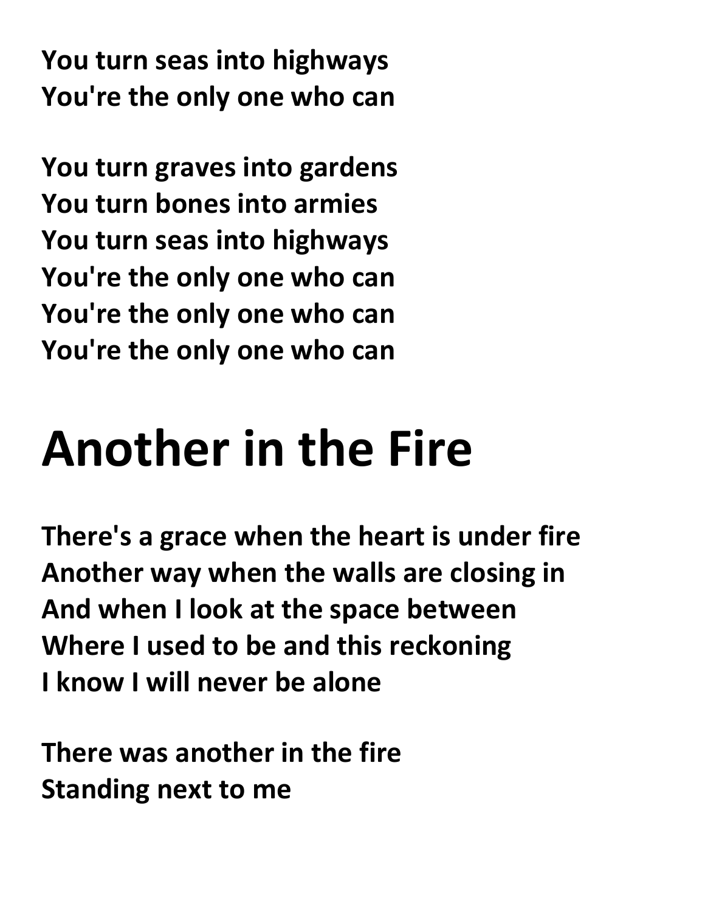**You turn seas into highways**
**You're the only one who can**

**You turn graves into gardens**
**You turn bones into armies**
**You turn seas into highways**
**You're the only one who can**
**You're the only one who can**
**You're the only one who can**

# Another in the Fire

**There's a grace when the heart is under fire**
**Another way when the walls are closing in**
**And when I look at the space between**
**Where I used to be and this reckoning**
**I know I will never be alone**

**There was another in the fire**
**Standing next to me**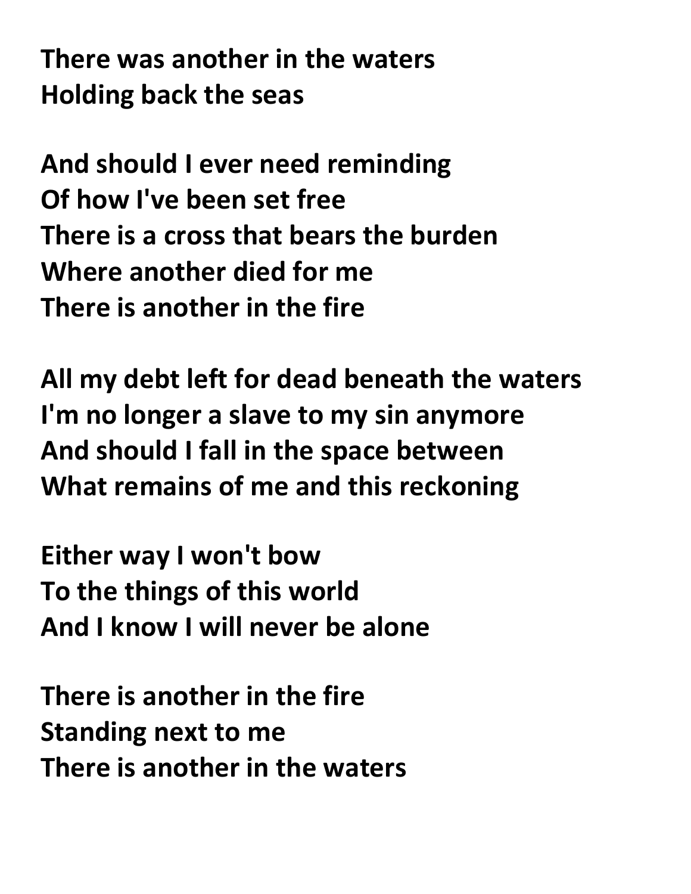**There was another in the waters**
**Holding back the seas**

**And should I ever need reminding**
**Of how I've been set free**
**There is a cross that bears the burden**
**Where another died for me**
**There is another in the fire**

**All my debt left for dead beneath the waters**
**I'm no longer a slave to my sin anymore**
**And should I fall in the space between**
**What remains of me and this reckoning**

**Either way I won't bow**
**To the things of this world**
**And I know I will never be alone**

**There is another in the fire**
**Standing next to me**
**There is another in the waters**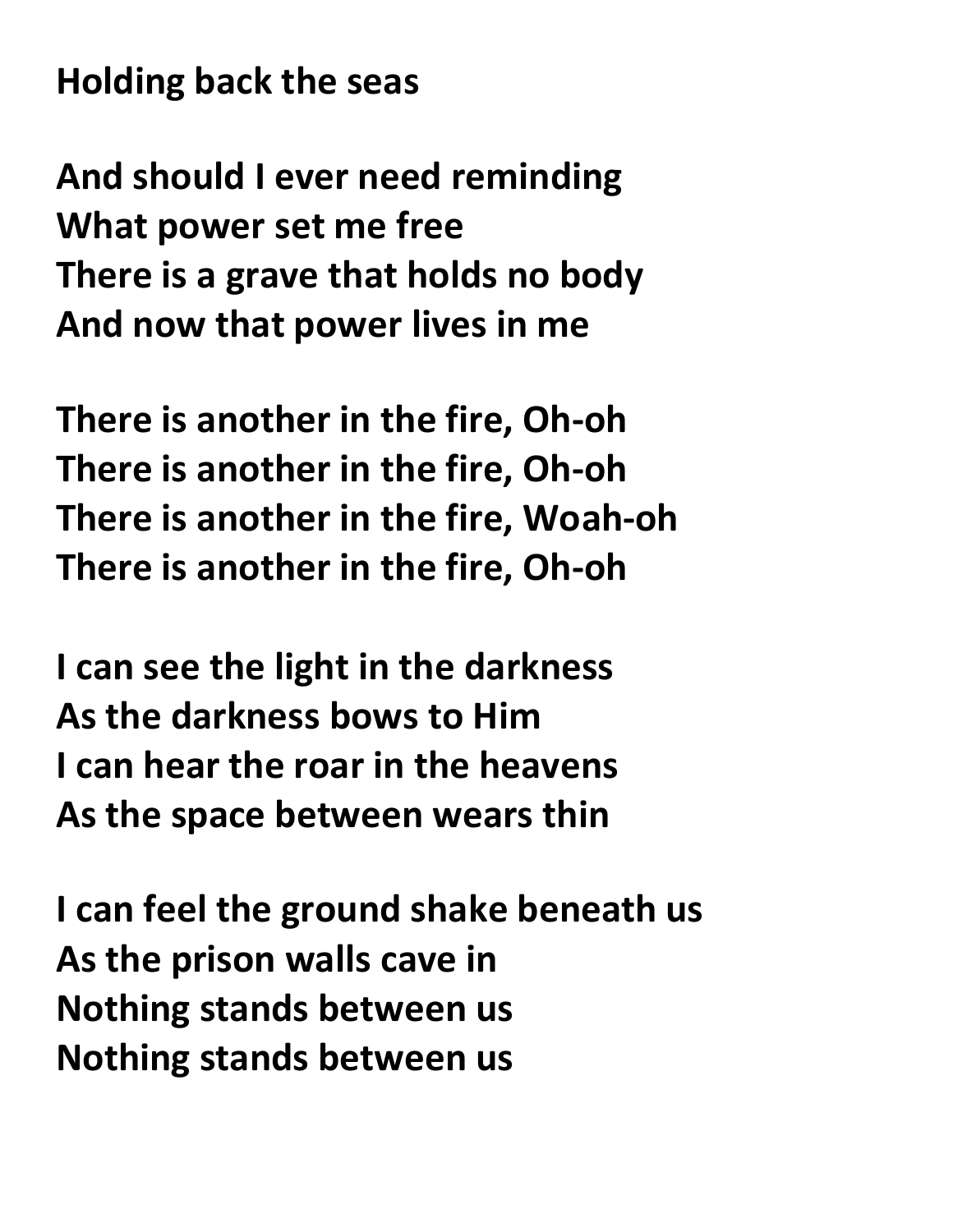**Holding back the seas**

**And should I ever need reminding**
**What power set me free**
**There is a grave that holds no body**
**And now that power lives in me**

**There is another in the fire, Oh-oh**
**There is another in the fire, Oh-oh**
**There is another in the fire, Woah-oh**
**There is another in the fire, Oh-oh**

**I can see the light in the darkness**
**As the darkness bows to Him**
**I can hear the roar in the heavens**
**As the space between wears thin**

**I can feel the ground shake beneath us**
**As the prison walls cave in**
**Nothing stands between us**
**Nothing stands between us**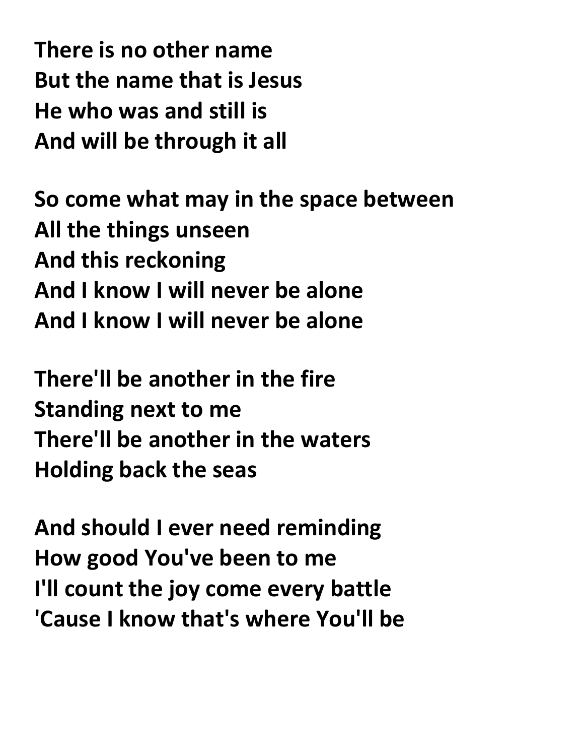**There is no other name**
**But the name that is Jesus**
**He who was and still is**
**And will be through it all**

**So come what may in the space between**
**All the things unseen**
**And this reckoning**
**And I know I will never be alone**
**And I know I will never be alone**

**There'll be another in the fire**
**Standing next to me**
**There'll be another in the waters**
**Holding back the seas**

**And should I ever need reminding**
**How good You've been to me**
**I'll count the joy come every battle**
**'Cause I know that's where You'll be**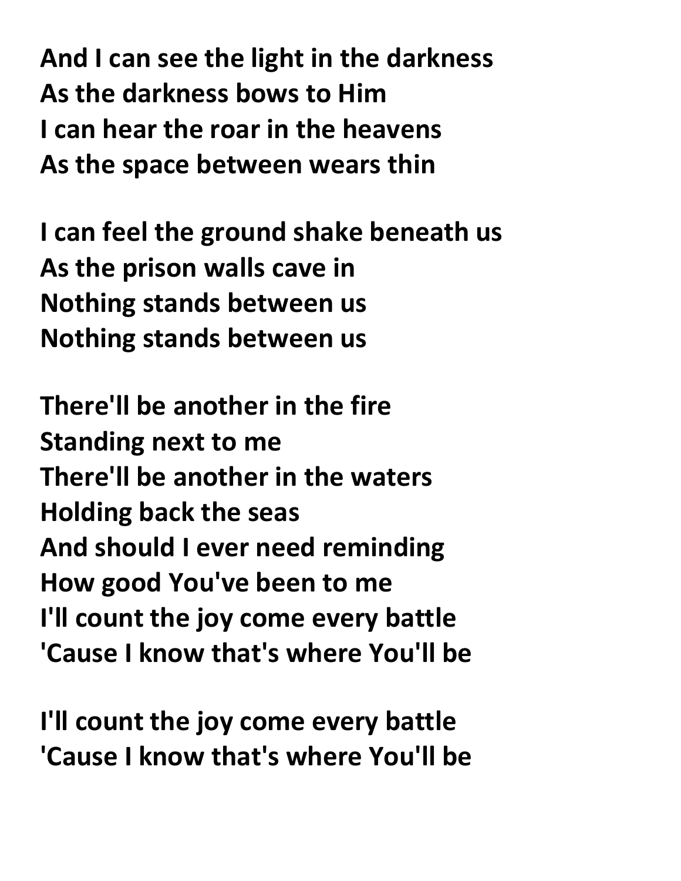**And I can see the light in the darkness**
**As the darkness bows to Him**
**I can hear the roar in the heavens**
**As the space between wears thin**

**I can feel the ground shake beneath us**
**As the prison walls cave in**
**Nothing stands between us**
**Nothing stands between us**

**There'll be another in the fire**
**Standing next to me**
**There'll be another in the waters**
**Holding back the seas**
**And should I ever need reminding**
**How good You've been to me**
**I'll count the joy come every battle**
**'Cause I know that's where You'll be**

**I'll count the joy come every battle**
**'Cause I know that's where You'll be**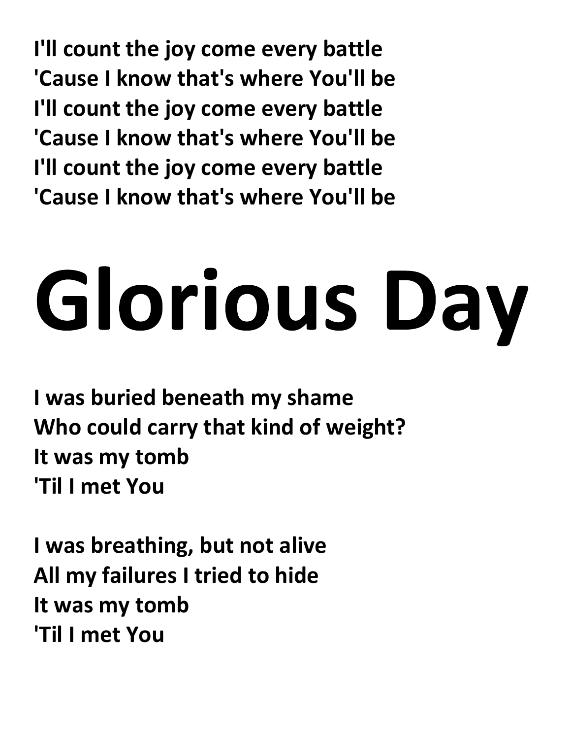I'll count the joy come every battle
'Cause I know that's where You'll be
I'll count the joy come every battle
'Cause I know that's where You'll be
I'll count the joy come every battle
'Cause I know that's where You'll be

# Glorious Day

I was buried beneath my shame
Who could carry that kind of weight?
It was my tomb
'Til I met You

I was breathing, but not alive
All my failures I tried to hide
It was my tomb
'Til I met You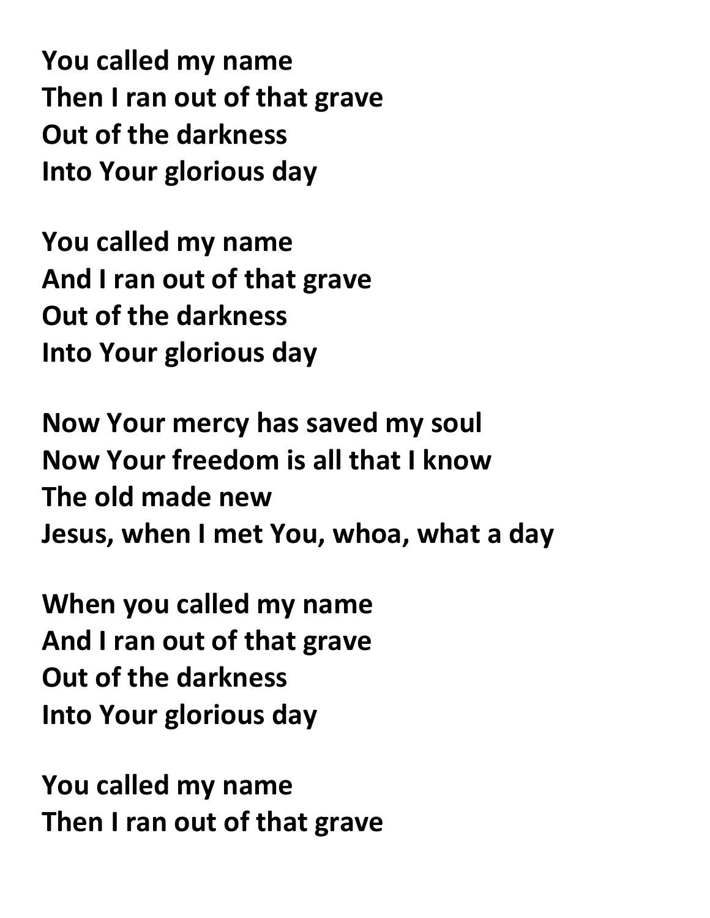**You called my name**
**Then I ran out of that grave**
**Out of the darkness**
**Into Your glorious day**

**You called my name**
**And I ran out of that grave**
**Out of the darkness**
**Into Your glorious day**

**Now Your mercy has saved my soul**
**Now Your freedom is all that I know**
**The old made new**
**Jesus, when I met You, whoa, what a day**

**When you called my name**
**And I ran out of that grave**
**Out of the darkness**
**Into Your glorious day**

**You called my name**
**Then I ran out of that grave**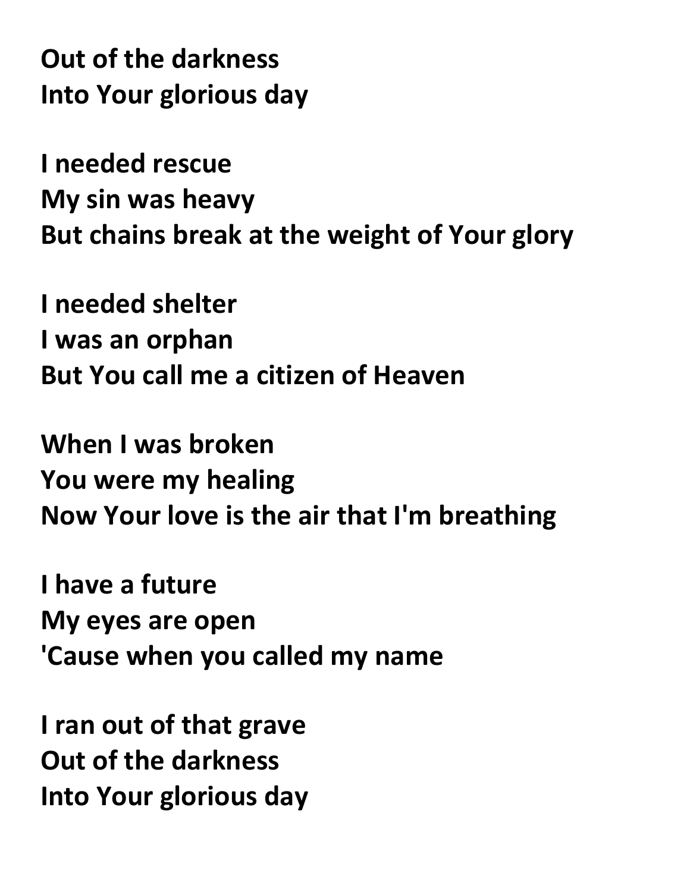**Out of the darkness**
**Into Your glorious day**

**I needed rescue**
**My sin was heavy**
**But chains break at the weight of Your glory**

**I needed shelter**
**I was an orphan**
**But You call me a citizen of Heaven**

**When I was broken**
**You were my healing**
**Now Your love is the air that I'm breathing**

**I have a future**
**My eyes are open**
**'Cause when you called my name**

**I ran out of that grave**
**Out of the darkness**
**Into Your glorious day**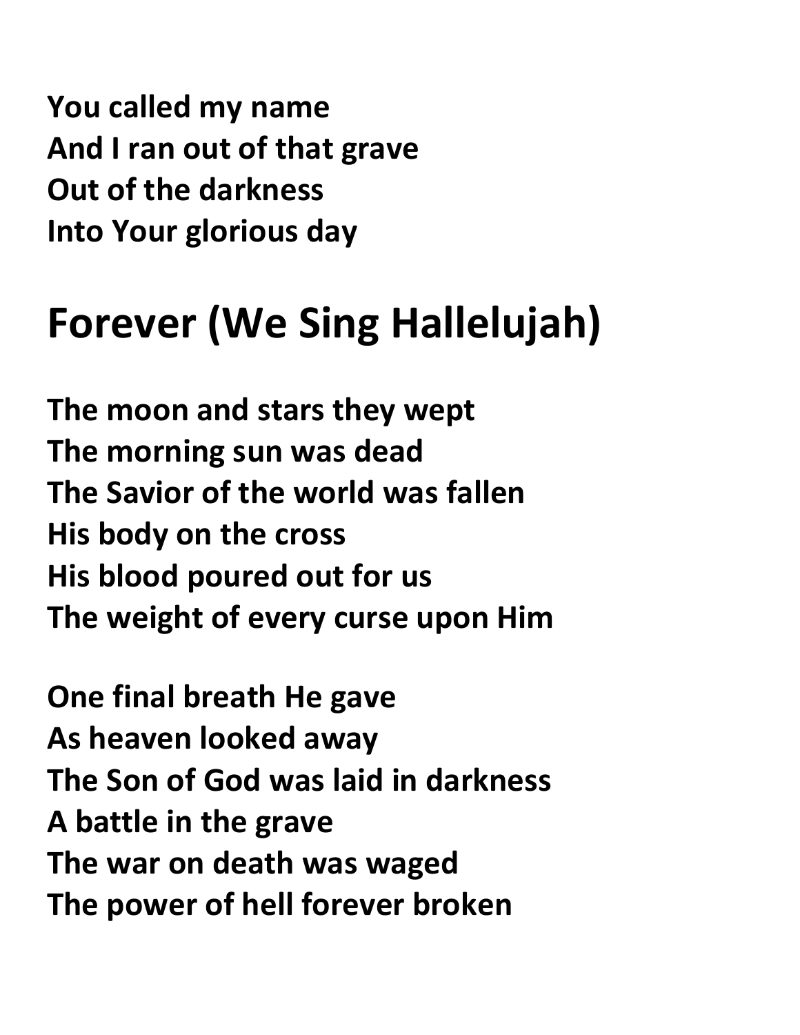**You called my name**
**And I ran out of that grave**
**Out of the darkness**
**Into Your glorious day**

# Forever (We Sing Hallelujah)

**The moon and stars they wept**
**The morning sun was dead**
**The Savior of the world was fallen**
**His body on the cross**
**His blood poured out for us**
**The weight of every curse upon Him**

**One final breath He gave**
**As heaven looked away**
**The Son of God was laid in darkness**
**A battle in the grave**
**The war on death was waged**
**The power of hell forever broken**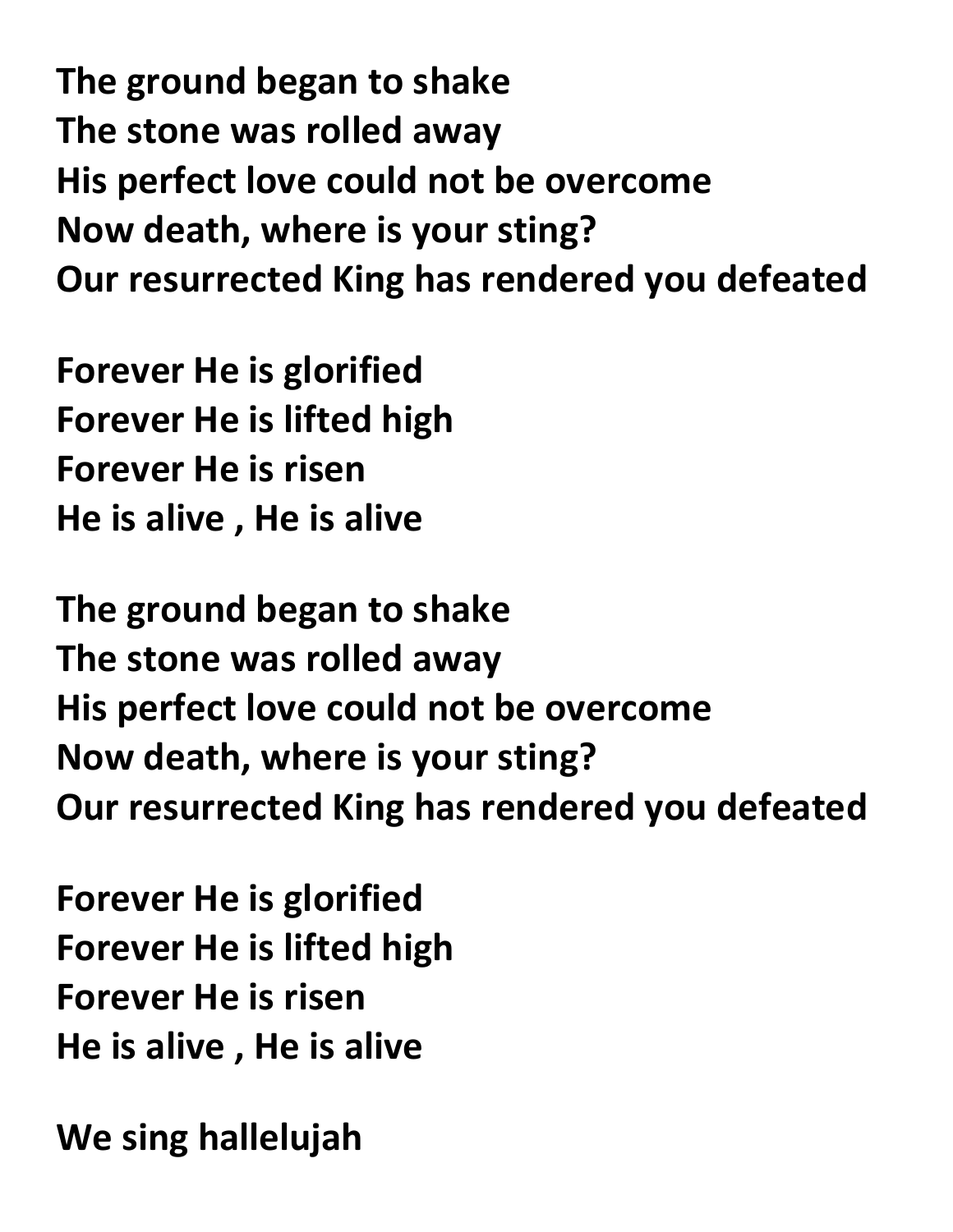**The ground began to shake**
**The stone was rolled away**
**His perfect love could not be overcome**
**Now death, where is your sting?**
**Our resurrected King has rendered you defeated**

**Forever He is glorified**
**Forever He is lifted high**
**Forever He is risen**
**He is alive , He is alive**

**The ground began to shake**
**The stone was rolled away**
**His perfect love could not be overcome**
**Now death, where is your sting?**
**Our resurrected King has rendered you defeated**

**Forever He is glorified**
**Forever He is lifted high**
**Forever He is risen**
**He is alive , He is alive**

**We sing hallelujah**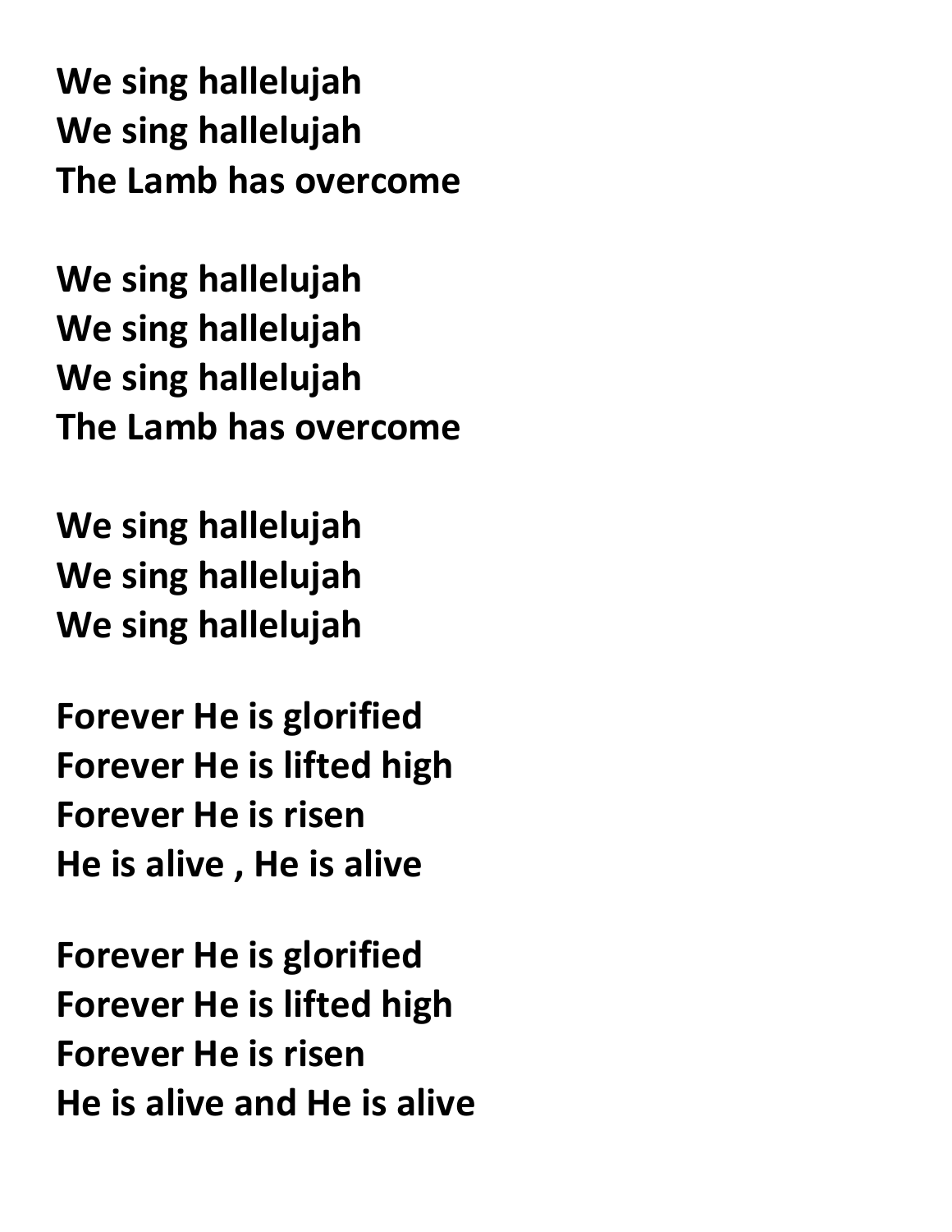**We sing hallelujah**
**We sing hallelujah**
**The Lamb has overcome**

**We sing hallelujah**
**We sing hallelujah**
**We sing hallelujah**
**The Lamb has overcome**

**We sing hallelujah**
**We sing hallelujah**
**We sing hallelujah**

**Forever He is glorified**
**Forever He is lifted high**
**Forever He is risen**
**He is alive , He is alive**

**Forever He is glorified**
**Forever He is lifted high**
**Forever He is risen**
**He is alive and He is alive**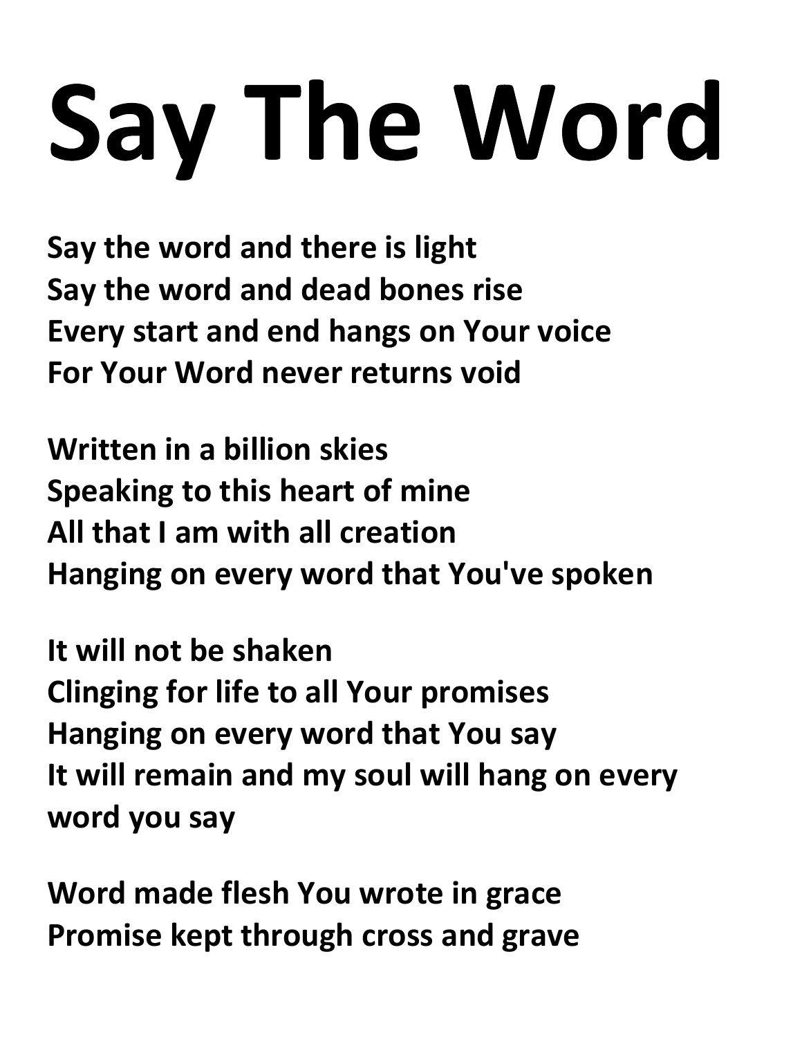# Say The Word

**Say the word and there is light**
**Say the word and dead bones rise**
**Every start and end hangs on Your voice**
**For Your Word never returns void**

**Written in a billion skies**
**Speaking to this heart of mine**
**All that I am with all creation**
**Hanging on every word that You've spoken**

**It will not be shaken**
**Clinging for life to all Your promises**
**Hanging on every word that You say**
**It will remain and my soul will hang on every word you say**

**Word made flesh You wrote in grace**
**Promise kept through cross and grave**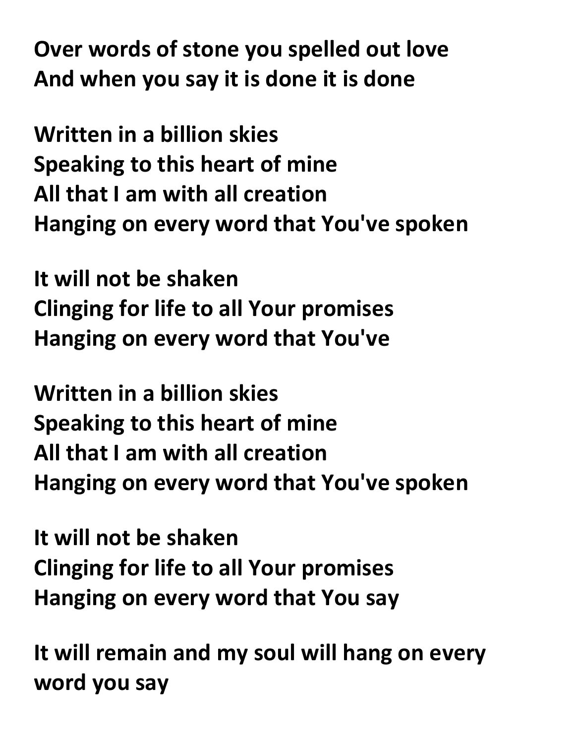**Over words of stone you spelled out love**
**And when you say it is done it is done**

**Written in a billion skies**
**Speaking to this heart of mine**
**All that I am with all creation**
**Hanging on every word that You've spoken**

**It will not be shaken**
**Clinging for life to all Your promises**
**Hanging on every word that You've**

**Written in a billion skies**
**Speaking to this heart of mine**
**All that I am with all creation**
**Hanging on every word that You've spoken**

**It will not be shaken**
**Clinging for life to all Your promises**
**Hanging on every word that You say**

**It will remain and my soul will hang on every word you say**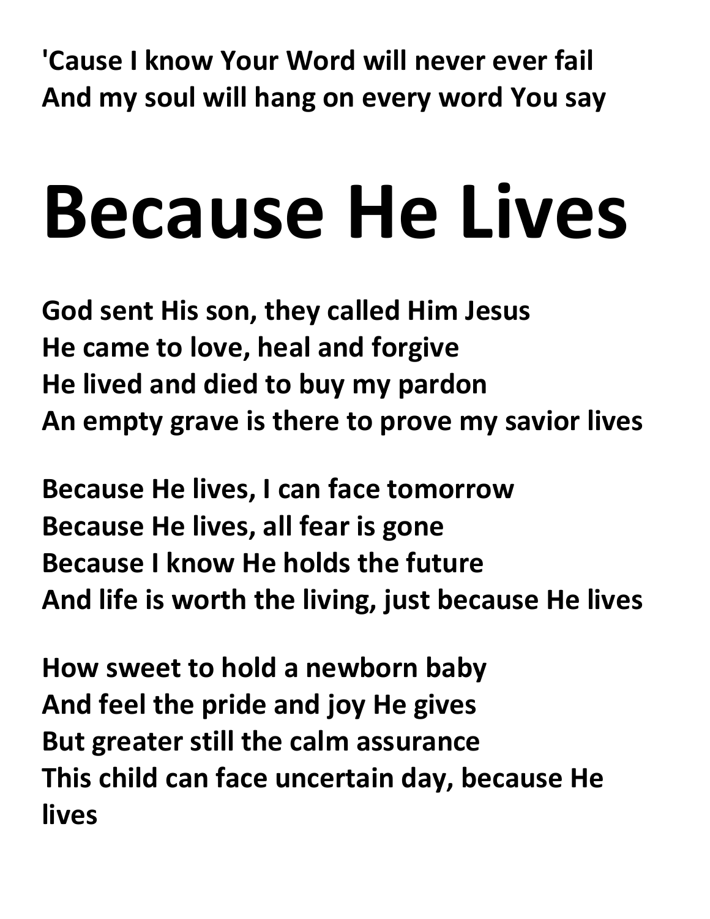**'Cause I know Your Word will never ever fail**
**And my soul will hang on every word You say**

# Because He Lives

**God sent His son, they called Him Jesus**
**He came to love, heal and forgive**
**He lived and died to buy my pardon**
**An empty grave is there to prove my savior lives**

**Because He lives, I can face tomorrow**
**Because He lives, all fear is gone**
**Because I know He holds the future**
**And life is worth the living, just because He lives**

**How sweet to hold a newborn baby**
**And feel the pride and joy He gives**
**But greater still the calm assurance**
**This child can face uncertain day, because He lives**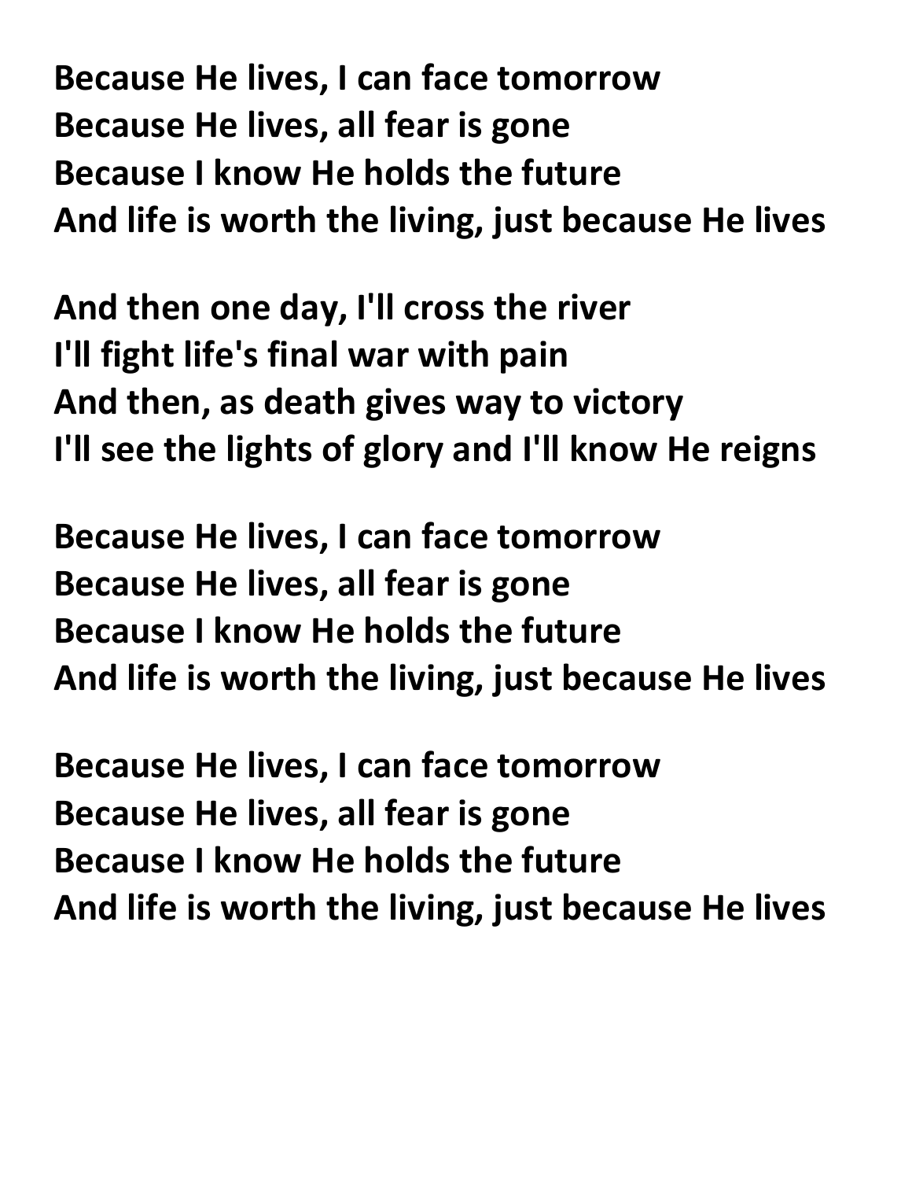**Because He lives, I can face tomorrow**
**Because He lives, all fear is gone**
**Because I know He holds the future**
**And life is worth the living, just because He lives**

**And then one day, I'll cross the river**
**I'll fight life's final war with pain**
**And then, as death gives way to victory**
**I'll see the lights of glory and I'll know He reigns**

**Because He lives, I can face tomorrow**
**Because He lives, all fear is gone**
**Because I know He holds the future**
**And life is worth the living, just because He lives**

**Because He lives, I can face tomorrow**
**Because He lives, all fear is gone**
**Because I know He holds the future**
**And life is worth the living, just because He lives**